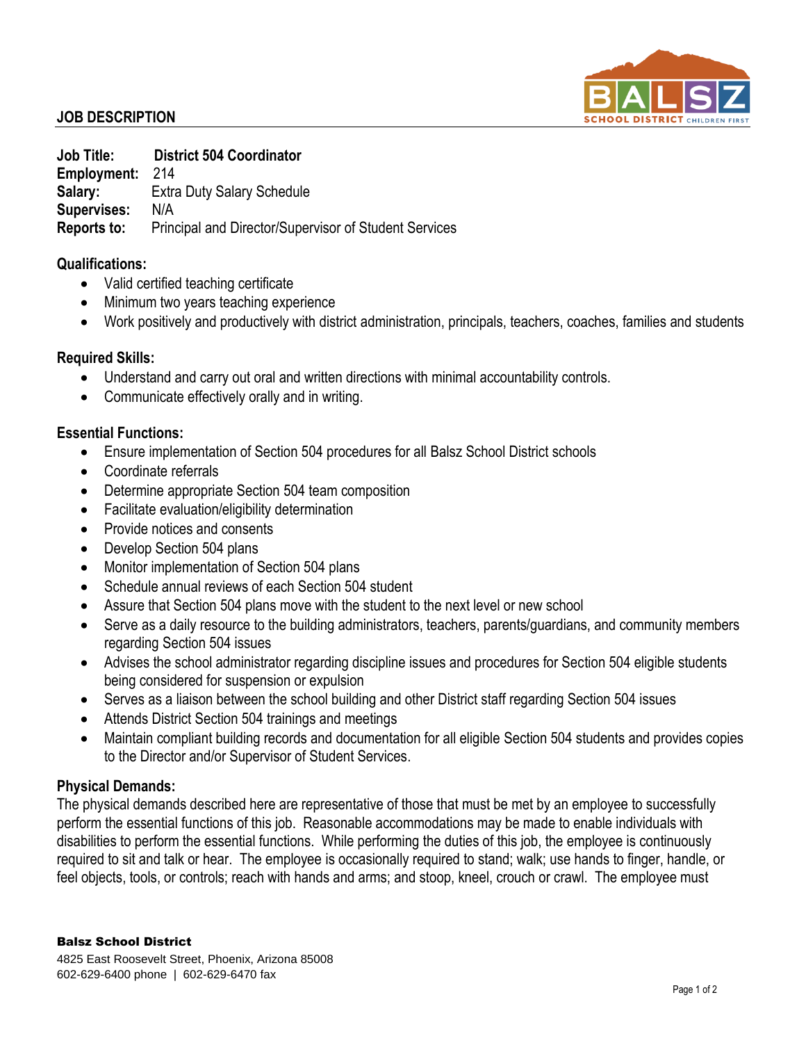**JOB DESCRIPTION**

**Job Title:** **District 504 Coordinator**
**Employment:** 214
**Salary:** Extra Duty Salary Schedule
**Supervises:** N/A
**Reports to:** Principal and Director/Supervisor of Student Services

**Qualifications:**

- Valid certified teaching certificate
- Minimum two years teaching experience
- Work positively and productively with district administration, principals, teachers, coaches, families and students

**Required Skills:**

- Understand and carry out oral and written directions with minimal accountability controls.
- Communicate effectively orally and in writing.

**Essential Functions:**

- Ensure implementation of Section 504 procedures for all Balsz School District schools
- Coordinate referrals
- Determine appropriate Section 504 team composition
- Facilitate evaluation/eligibility determination
- Provide notices and consents
- Develop Section 504 plans
- Monitor implementation of Section 504 plans
- Schedule annual reviews of each Section 504 student
- Assure that Section 504 plans move with the student to the next level or new school
- Serve as a daily resource to the building administrators, teachers, parents/guardians, and community members regarding Section 504 issues
- Advises the school administrator regarding discipline issues and procedures for Section 504 eligible students being considered for suspension or expulsion
- Serves as a liaison between the school building and other District staff regarding Section 504 issues
- Attends District Section 504 trainings and meetings
- Maintain compliant building records and documentation for all eligible Section 504 students and provides copies to the Director and/or Supervisor of Student Services.

**Physical Demands:**
The physical demands described here are representative of those that must be met by an employee to successfully perform the essential functions of this job. Reasonable accommodations may be made to enable individuals with disabilities to perform the essential functions. While performing the duties of this job, the employee is continuously required to sit and talk or hear. The employee is occasionally required to stand; walk; use hands to finger, handle, or feel objects, tools, or controls; reach with hands and arms; and stoop, kneel, crouch or crawl. The employee must

**Balsz School District**
4825 East Roosevelt Street, Phoenix, Arizona 85008
602-629-6400 phone | 602-629-6470 fax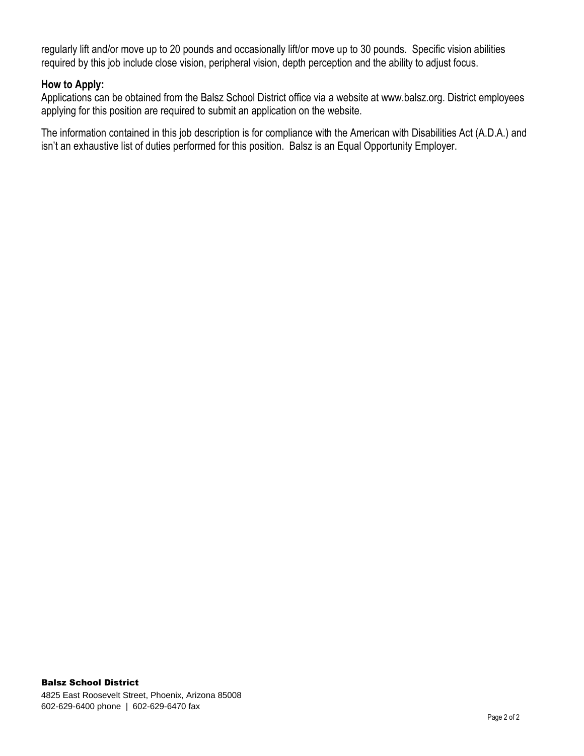regularly lift and/or move up to 20 pounds and occasionally lift/or move up to 30 pounds. Specific vision abilities required by this job include close vision, peripheral vision, depth perception and the ability to adjust focus.

**How to Apply:**

Applications can be obtained from the Balsz School District office via a website at www.balsz.org. District employees applying for this position are required to submit an application on the website.

The information contained in this job description is for compliance with the American with Disabilities Act (A.D.A.) and isn't an exhaustive list of duties performed for this position. Balsz is an Equal Opportunity Employer.

**Balsz School District**
4825 East Roosevelt Street, Phoenix, Arizona 85008
602-629-6400 phone | 602-629-6470 fax